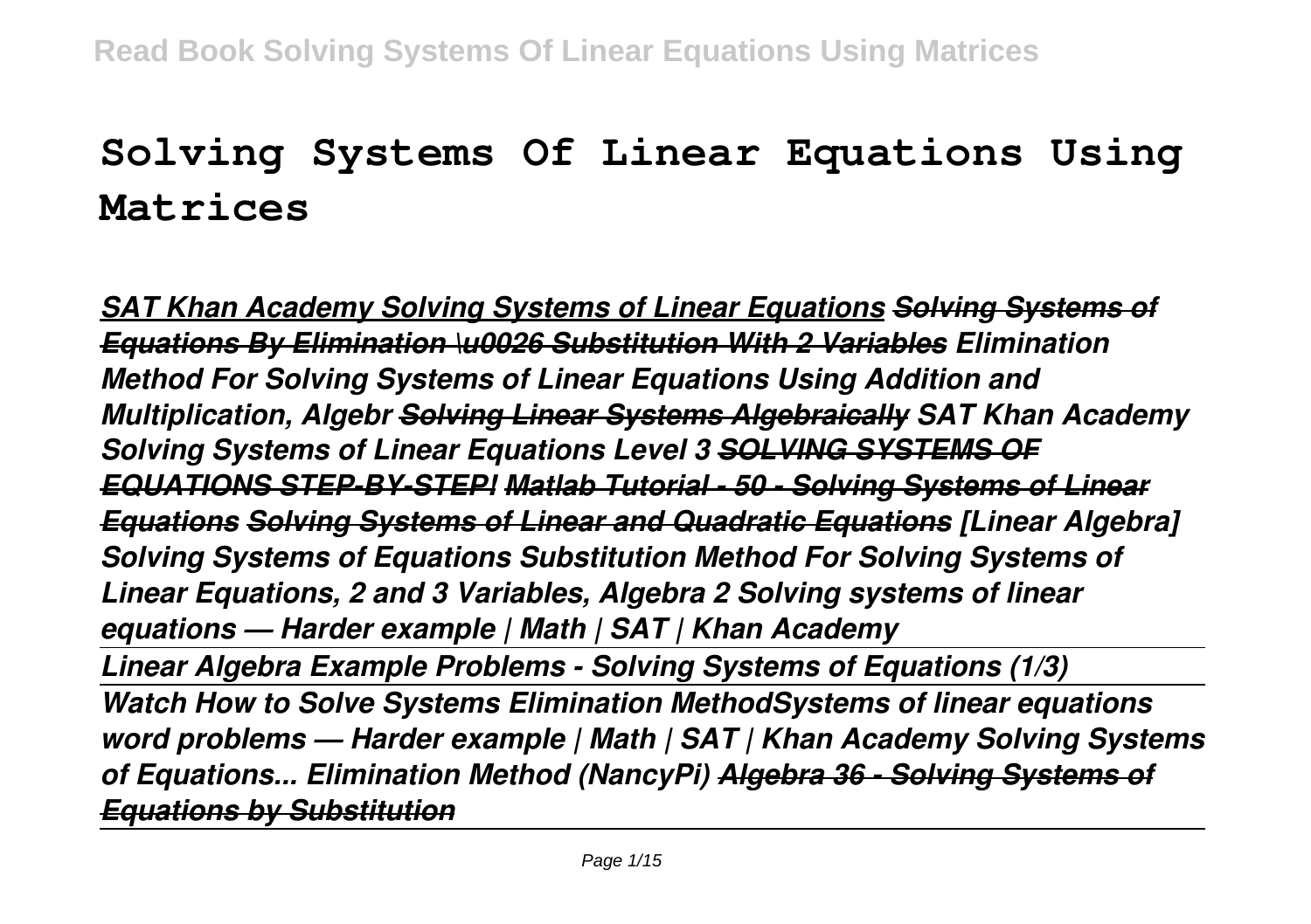# Solving Systems Of Linear Equations Using Matrices

***SAT Khan Academy Solving Systems of Linear Equations*** ***Solving Systems of Equations By Elimination \u0026 Substitution With 2 Variables*** ***Elimination Method For Solving Systems of Linear Equations Using Addition and Multiplication, Algebr*** ***Solving Linear Systems Algebraically*** ***SAT Khan Academy Solving Systems of Linear Equations Level 3*** ***SOLVING SYSTEMS OF EQUATIONS STEP-BY-STEP!*** ***Matlab Tutorial - 50 - Solving Systems of Linear Equations*** ***Solving Systems of Linear and Quadratic Equations*** ***[Linear Algebra] Solving Systems of Equations*** ***Substitution Method For Solving Systems of Linear Equations, 2 and 3 Variables, Algebra 2*** ***Solving systems of linear equations — Harder example | Math | SAT | Khan Academy***

***Linear Algebra Example Problems - Solving Systems of Equations (1/3)***

***Watch How to Solve Systems Elimination MethodSystems of linear equations word problems — Harder example | Math | SAT | Khan Academy*** ***Solving Systems of Equations... Elimination Method (NancyPi)*** ***Algebra 36 - Solving Systems of Equations by Substitution***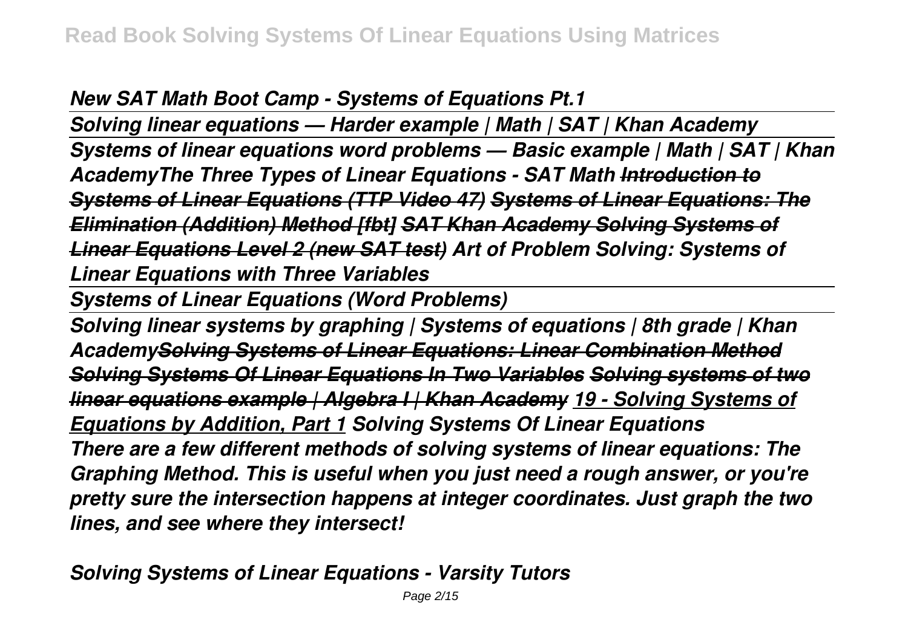*New SAT Math Boot Camp - Systems of Equations Pt.1*

*Solving linear equations — Harder example | Math | SAT | Khan Academy*

*Systems of linear equations word problems — Basic example | Math | SAT | Khan Academy**The Three Types of Linear Equations - SAT Math* ~~*Introduction to Systems of Linear Equations (TTP Video 47)*~~ ~~*Systems of Linear Equations: The Elimination (Addition) Method [fbt]*~~ ~~*SAT Khan Academy Solving Systems of Linear Equations Level 2 (new SAT test)*~~ *Art of Problem Solving: Systems of Linear Equations with Three Variables*

*Systems of Linear Equations (Word Problems)*

*Solving linear systems by graphing | Systems of equations | 8th grade | Khan Academy*~~*Solving Systems of Linear Equations: Linear Combination Method*~~ ~~*Solving Systems Of Linear Equations In Two Variables*~~ ~~*Solving systems of two linear equations example | Algebra I | Khan Academy*~~ *19 - Solving Systems of Equations by Addition, Part 1* *Solving Systems Of Linear Equations*

*There are a few different methods of solving systems of linear equations: The Graphing Method. This is useful when you just need a rough answer, or you're pretty sure the intersection happens at integer coordinates. Just graph the two lines, and see where they intersect!*

*Solving Systems of Linear Equations - Varsity Tutors*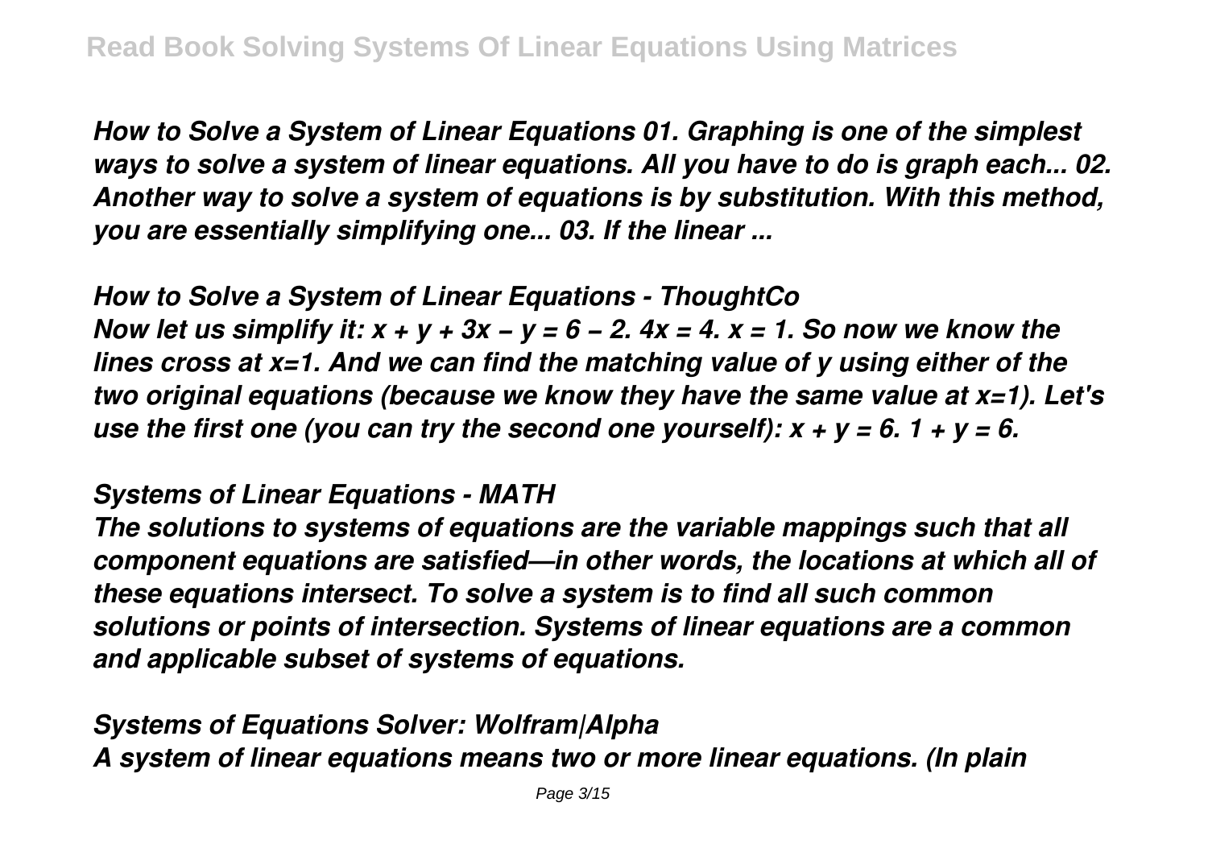*How to Solve a System of Linear Equations 01. Graphing is one of the simplest ways to solve a system of linear equations. All you have to do is graph each... 02. Another way to solve a system of equations is by substitution. With this method, you are essentially simplifying one... 03. If the linear ...*

***How to Solve a System of Linear Equations - ThoughtCo***

*Now let us simplify it: $x + y + 3x - y = 6 - 2$. $4x = 4$. $x = 1$. So now we know the lines cross at $x=1$. And we can find the matching value of y using either of the two original equations (because we know they have the same value at $x=1$). Let's use the first one (you can try the second one yourself): $x + y = 6$. $1 + y = 6$.*

***Systems of Linear Equations - MATH***

*The solutions to systems of equations are the variable mappings such that all component equations are satisfied—in other words, the locations at which all of these equations intersect. To solve a system is to find all such common solutions or points of intersection. Systems of linear equations are a common and applicable subset of systems of equations.*

***Systems of Equations Solver: Wolfram|Alpha***

*A system of linear equations means two or more linear equations. (In plain*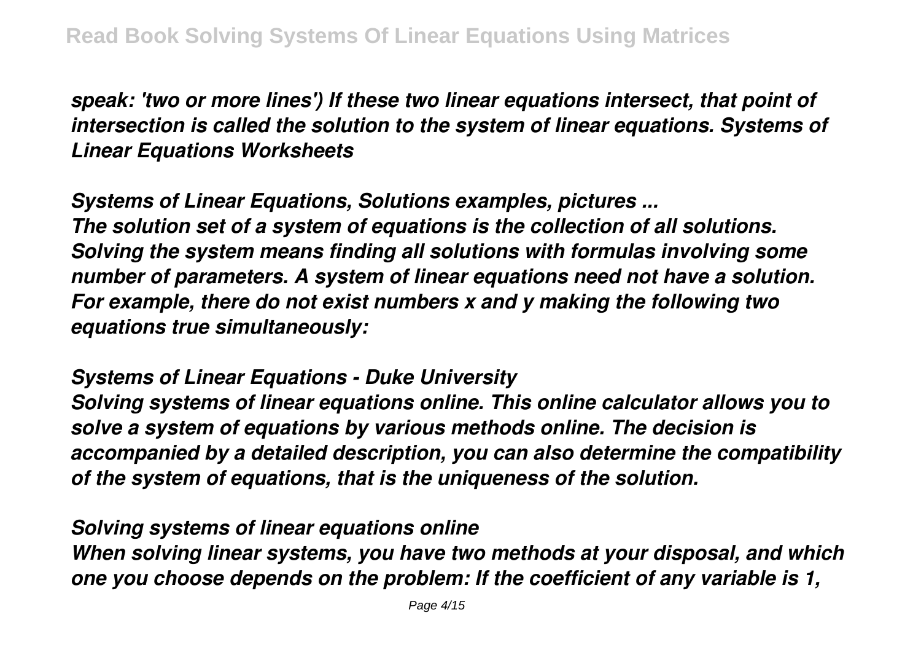*speak: 'two or more lines') If these two linear equations intersect, that point of intersection is called the solution to the system of linear equations. Systems of Linear Equations Worksheets*

***Systems of Linear Equations, Solutions examples, pictures ...***

*The solution set of a system of equations is the collection of all solutions. Solving the system means finding all solutions with formulas involving some number of parameters. A system of linear equations need not have a solution. For example, there do not exist numbers x and y making the following two equations true simultaneously:*

***Systems of Linear Equations - Duke University***

*Solving systems of linear equations online. This online calculator allows you to solve a system of equations by various methods online. The decision is accompanied by a detailed description, you can also determine the compatibility of the system of equations, that is the uniqueness of the solution.*

***Solving systems of linear equations online***

*When solving linear systems, you have two methods at your disposal, and which one you choose depends on the problem: If the coefficient of any variable is 1,*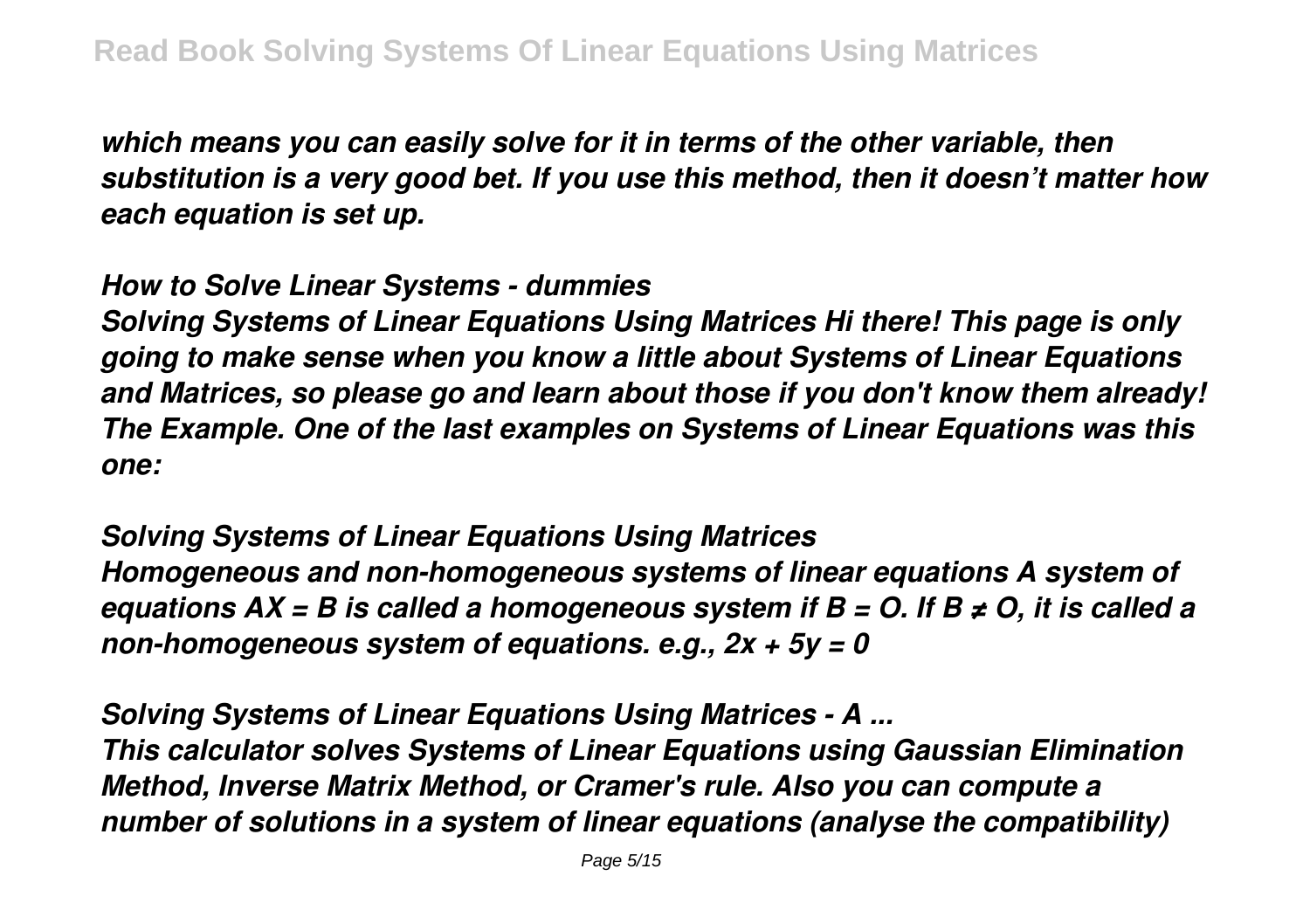*which means you can easily solve for it in terms of the other variable, then substitution is a very good bet. If you use this method, then it doesn't matter how each equation is set up.*

***How to Solve Linear Systems - dummies***

*Solving Systems of Linear Equations Using Matrices Hi there! This page is only going to make sense when you know a little about Systems of Linear Equations and Matrices, so please go and learn about those if you don't know them already! The Example. One of the last examples on Systems of Linear Equations was this one:*

***Solving Systems of Linear Equations Using Matrices***

*Homogeneous and non-homogeneous systems of linear equations A system of equations $AX = B$ is called a homogeneous system if $B = O$. If $B \neq O$, it is called a non-homogeneous system of equations. e.g., $2x + 5y = 0$*

***Solving Systems of Linear Equations Using Matrices - A ...***

*This calculator solves Systems of Linear Equations using Gaussian Elimination Method, Inverse Matrix Method, or Cramer's rule. Also you can compute a number of solutions in a system of linear equations (analyse the compatibility)*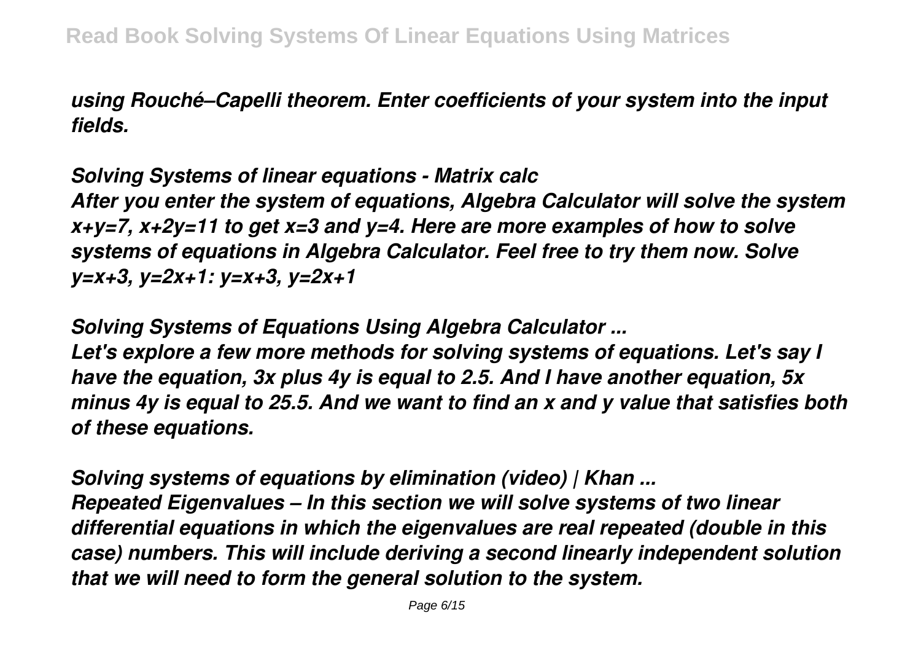*using Rouché–Capelli theorem. Enter coefficients of your system into the input fields.*

***Solving Systems of linear equations - Matrix calc***

*After you enter the system of equations, Algebra Calculator will solve the system $x+y=7$, $x+2y=11$ to get $x=3$ and $y=4$. Here are more examples of how to solve systems of equations in Algebra Calculator. Feel free to try them now. Solve $y=x+3$, $y=2x+1$: $y=x+3$, $y=2x+1$*

***Solving Systems of Equations Using Algebra Calculator ...***

*Let's explore a few more methods for solving systems of equations. Let's say I have the equation, 3x plus 4y is equal to 2.5. And I have another equation, 5x minus 4y is equal to 25.5. And we want to find an x and y value that satisfies both of these equations.*

***Solving systems of equations by elimination (video) | Khan ...***

*Repeated Eigenvalues – In this section we will solve systems of two linear differential equations in which the eigenvalues are real repeated (double in this case) numbers. This will include deriving a second linearly independent solution that we will need to form the general solution to the system.*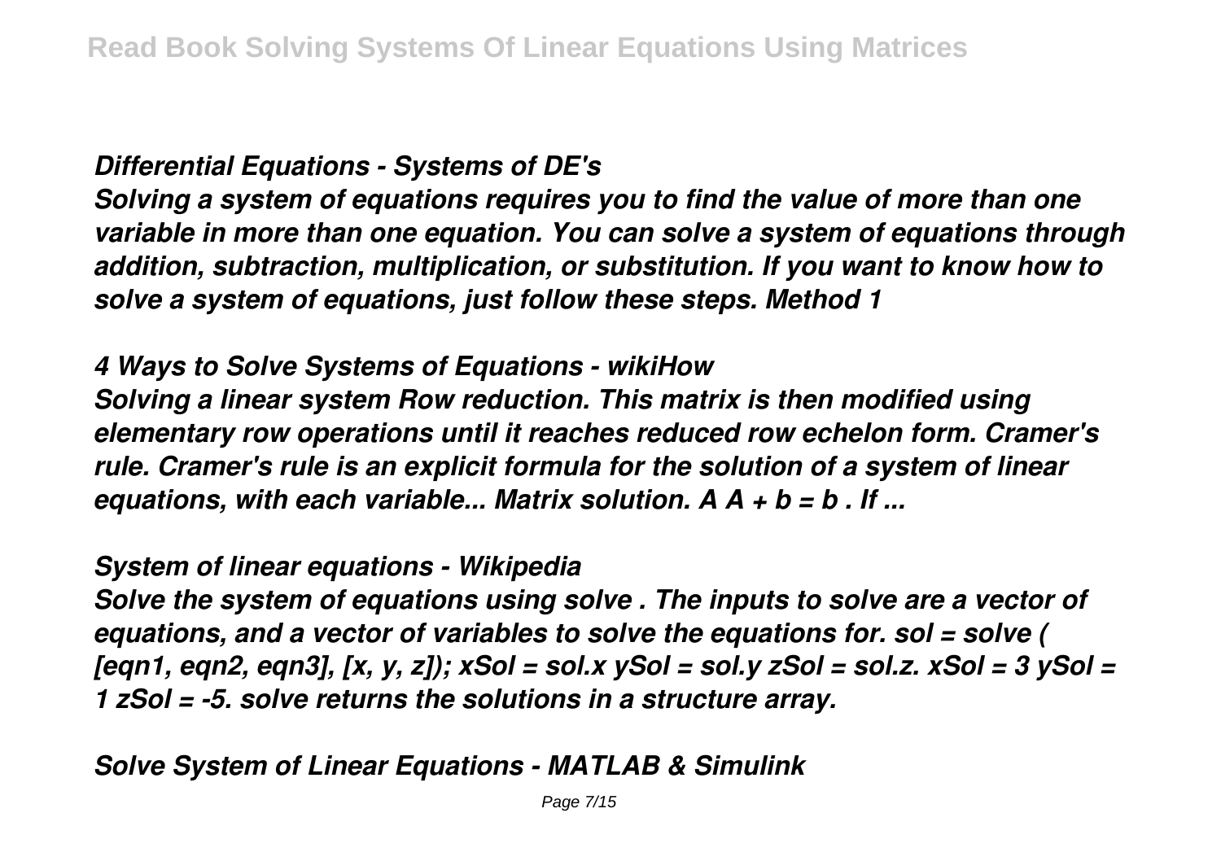*Differential Equations - Systems of DE's*

***Solving a system of equations requires you to find the value of more than one variable in more than one equation. You can solve a system of equations through addition, subtraction, multiplication, or substitution. If you want to know how to solve a system of equations, just follow these steps. Method 1***

*4 Ways to Solve Systems of Equations - wikiHow*

***Solving a linear system Row reduction. This matrix is then modified using elementary row operations until it reaches reduced row echelon form. Cramer's rule. Cramer's rule is an explicit formula for the solution of a system of linear equations, with each variable... Matrix solution. A A + b = b . If ...***

*System of linear equations - Wikipedia*

***Solve the system of equations using solve . The inputs to solve are a vector of equations, and a vector of variables to solve the equations for. sol = solve ( [eqn1, eqn2, eqn3], [x, y, z]); xSol = sol.x ySol = sol.y zSol = sol.z. xSol = 3 ySol = 1 zSol = -5. solve returns the solutions in a structure array.***

*Solve System of Linear Equations - MATLAB & Simulink*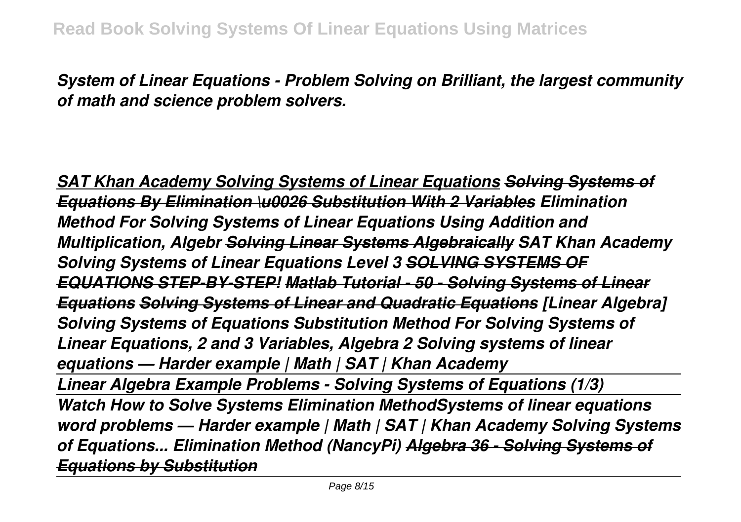*System of Linear Equations - Problem Solving on Brilliant, the largest community of math and science problem solvers.*

***SAT Khan Academy Solving Systems of Linear Equations*** ***~~Solving Systems of Equations By Elimination \u0026 Substitution With 2 Variables~~*** ***Elimination Method For Solving Systems of Linear Equations Using Addition and Multiplication, Algebr*** ***~~Solving Linear Systems Algebraically~~*** ***SAT Khan Academy Solving Systems of Linear Equations Level 3*** ***~~SOLVING SYSTEMS OF EQUATIONS STEP-BY-STEP!~~*** ***~~Matlab Tutorial - 50 - Solving Systems of Linear Equations~~*** ***~~Solving Systems of Linear and Quadratic Equations~~*** ***[Linear Algebra] Solving Systems of Equations*** ***Substitution Method For Solving Systems of Linear Equations, 2 and 3 Variables, Algebra 2*** ***Solving systems of linear equations — Harder example | Math | SAT | Khan Academy***

***Linear Algebra Example Problems - Solving Systems of Equations (1/3)***

***Watch How to Solve Systems Elimination Method*** ***Systems of linear equations word problems — Harder example | Math | SAT | Khan Academy*** ***Solving Systems of Equations... Elimination Method (NancyPi)*** ***~~Algebra 36 - Solving Systems of Equations by Substitution~~***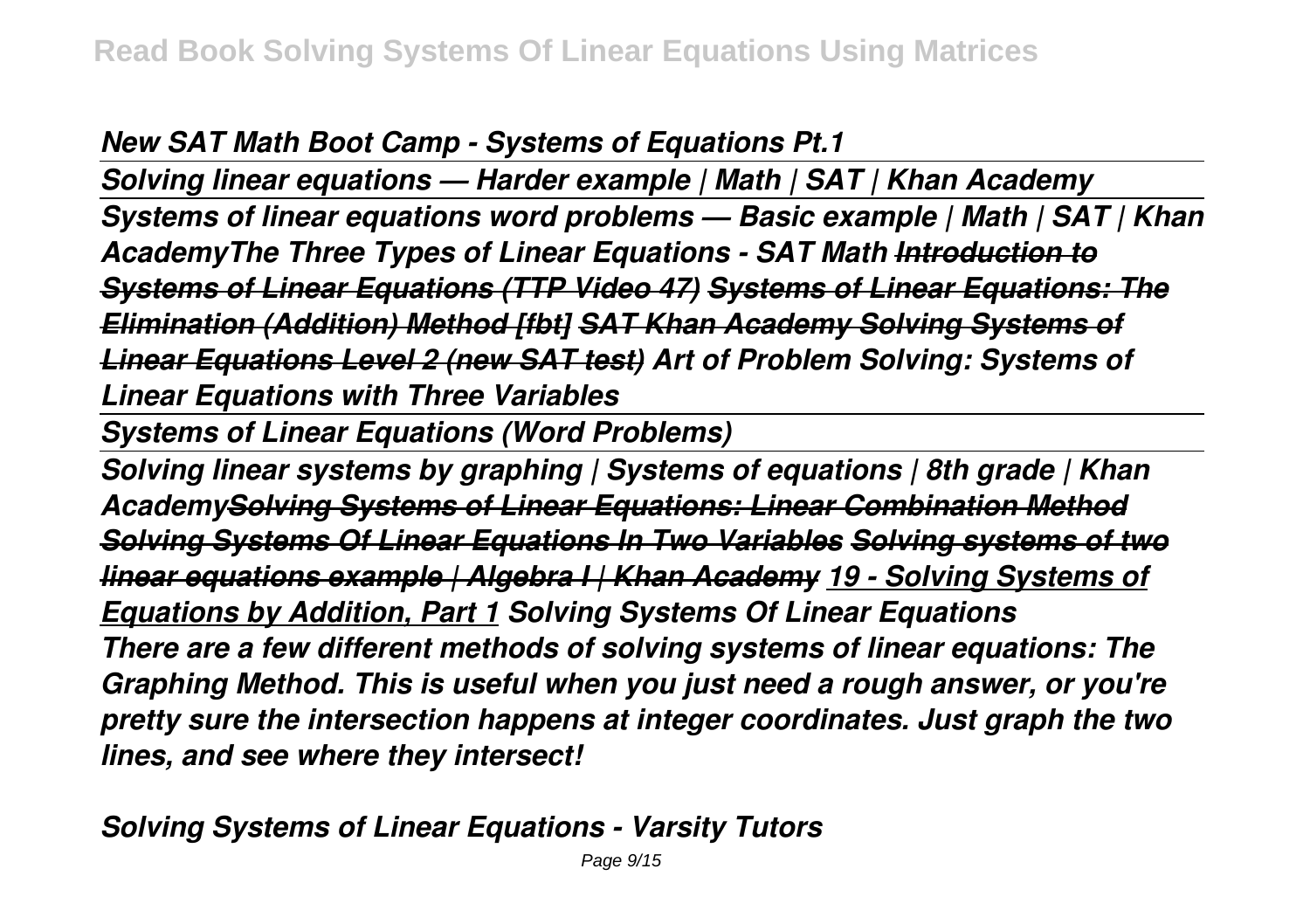*New SAT Math Boot Camp - Systems of Equations Pt.1*

*Solving linear equations — Harder example | Math | SAT | Khan Academy*

*Systems of linear equations word problems — Basic example | Math | SAT | Khan Academy**The Three Types of Linear Equations - SAT Math* ~~*Introduction to Systems of Linear Equations (TTP Video 47)*~~ ~~*Systems of Linear Equations: The Elimination (Addition) Method [fbt]*~~ ~~*SAT Khan Academy Solving Systems of Linear Equations Level 2 (new SAT test)*~~ *Art of Problem Solving: Systems of Linear Equations with Three Variables*

*Systems of Linear Equations (Word Problems)*

*Solving linear systems by graphing | Systems of equations | 8th grade | Khan Academy*~~*Solving Systems of Linear Equations: Linear Combination Method*~~ ~~*Solving Systems Of Linear Equations In Two Variables*~~ ~~*Solving systems of two linear equations example | Algebra I | Khan Academy*~~ *19 - Solving Systems of Equations by Addition, Part 1* *Solving Systems Of Linear Equations*

*There are a few different methods of solving systems of linear equations: The Graphing Method. This is useful when you just need a rough answer, or you're pretty sure the intersection happens at integer coordinates. Just graph the two lines, and see where they intersect!*

*Solving Systems of Linear Equations - Varsity Tutors*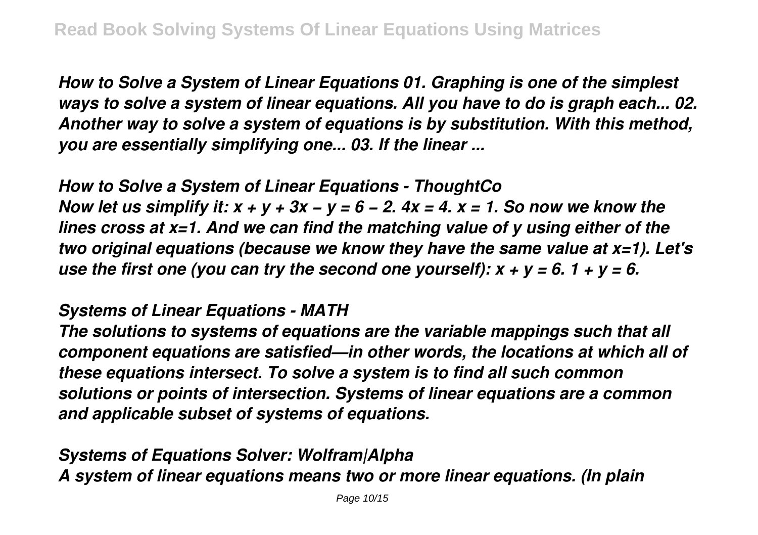*How to Solve a System of Linear Equations 01. Graphing is one of the simplest ways to solve a system of linear equations. All you have to do is graph each... 02. Another way to solve a system of equations is by substitution. With this method, you are essentially simplifying one... 03. If the linear ...*

*How to Solve a System of Linear Equations - ThoughtCo*

*Now let us simplify it: $x + y + 3x - y = 6 - 2$. $4x = 4$. $x = 1$. So now we know the lines cross at $x=1$. And we can find the matching value of y using either of the two original equations (because we know they have the same value at $x=1$). Let's use the first one (you can try the second one yourself): $x + y = 6$. $1 + y = 6$.*

*Systems of Linear Equations - MATH*

*The solutions to systems of equations are the variable mappings such that all component equations are satisfied—in other words, the locations at which all of these equations intersect. To solve a system is to find all such common solutions or points of intersection. Systems of linear equations are a common and applicable subset of systems of equations.*

*Systems of Equations Solver: Wolfram|Alpha*

*A system of linear equations means two or more linear equations. (In plain*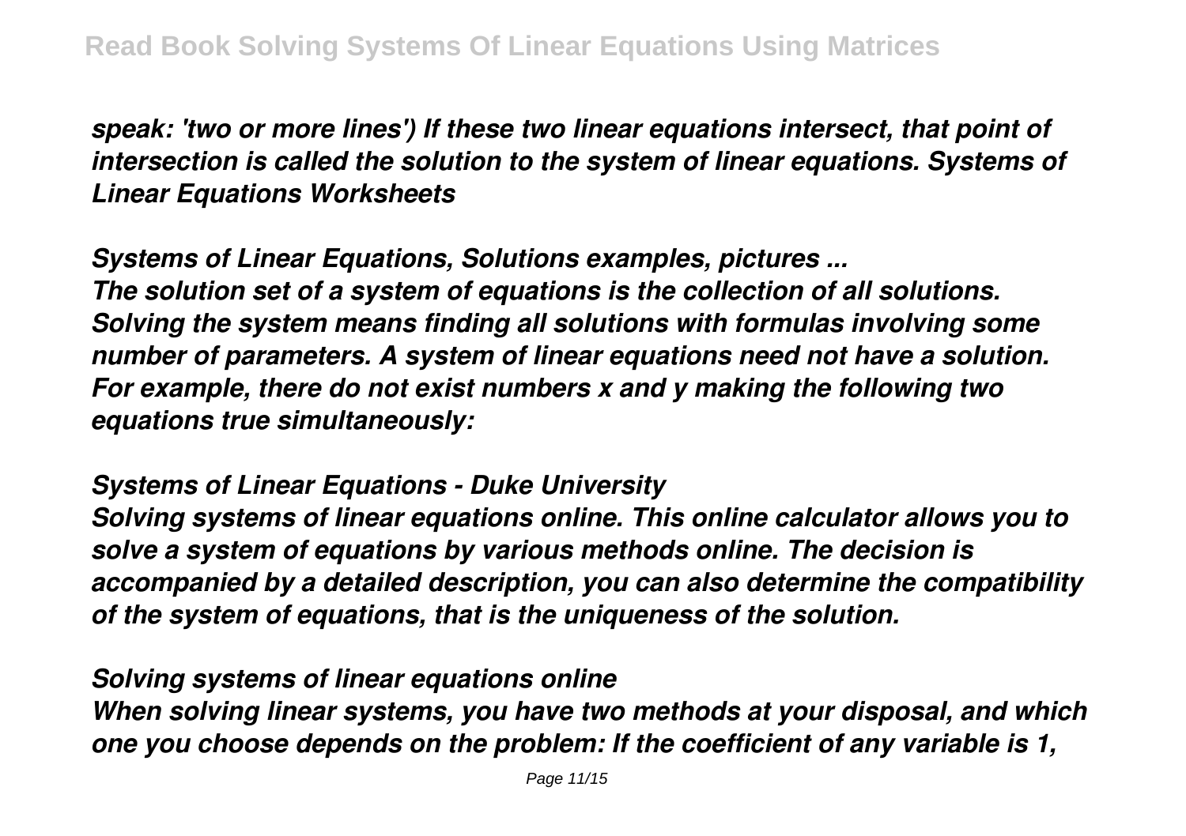*speak: 'two or more lines') If these two linear equations intersect, that point of intersection is called the solution to the system of linear equations. Systems of Linear Equations Worksheets*

***Systems of Linear Equations, Solutions examples, pictures ...***

*The solution set of a system of equations is the collection of all solutions. Solving the system means finding all solutions with formulas involving some number of parameters. A system of linear equations need not have a solution. For example, there do not exist numbers x and y making the following two equations true simultaneously:*

***Systems of Linear Equations - Duke University***

*Solving systems of linear equations online. This online calculator allows you to solve a system of equations by various methods online. The decision is accompanied by a detailed description, you can also determine the compatibility of the system of equations, that is the uniqueness of the solution.*

***Solving systems of linear equations online***

*When solving linear systems, you have two methods at your disposal, and which one you choose depends on the problem: If the coefficient of any variable is 1,*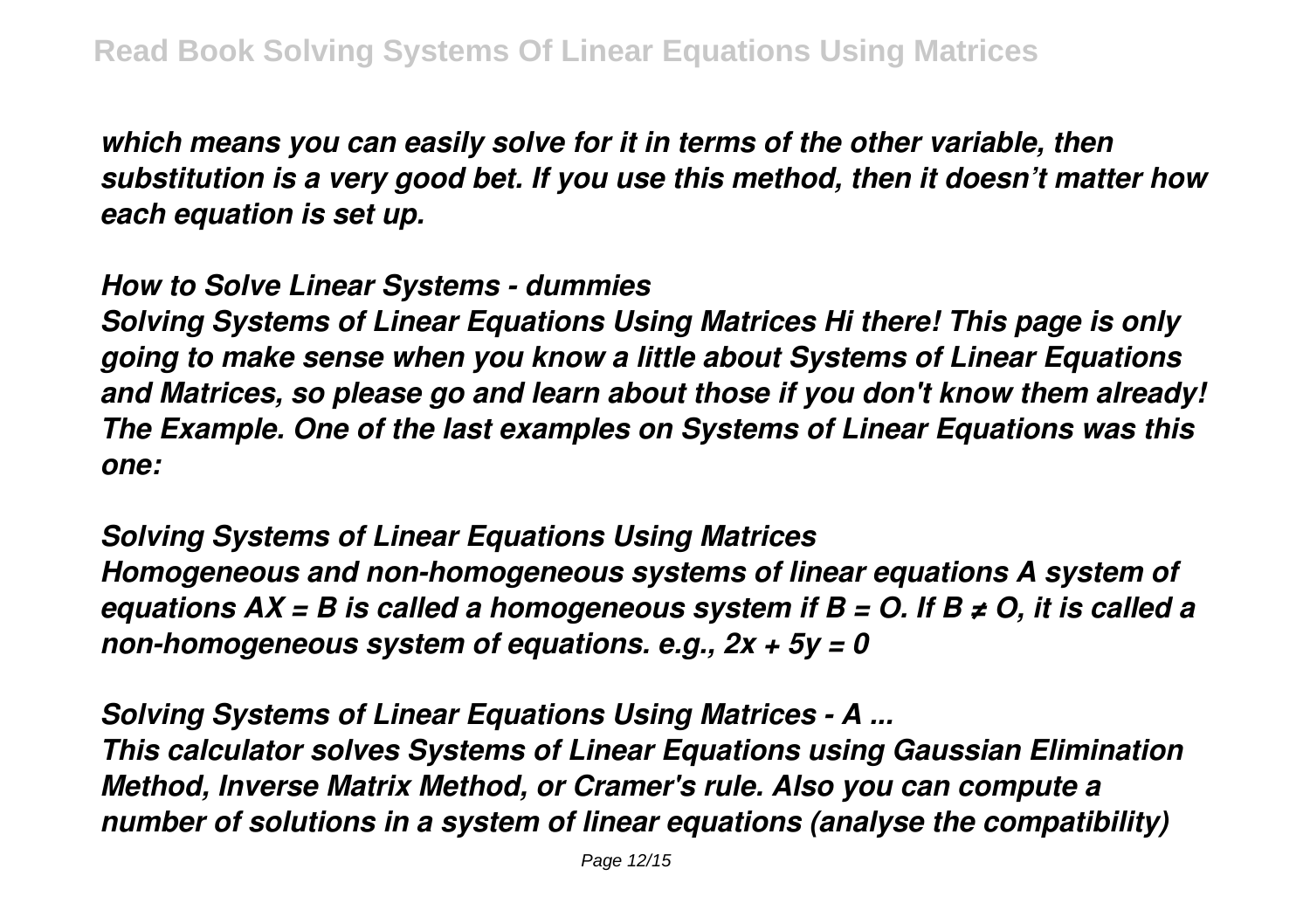*which means you can easily solve for it in terms of the other variable, then substitution is a very good bet. If you use this method, then it doesn't matter how each equation is set up.*

***How to Solve Linear Systems - dummies***

*Solving Systems of Linear Equations Using Matrices Hi there! This page is only going to make sense when you know a little about Systems of Linear Equations and Matrices, so please go and learn about those if you don't know them already! The Example. One of the last examples on Systems of Linear Equations was this one:*

***Solving Systems of Linear Equations Using Matrices***

*Homogeneous and non-homogeneous systems of linear equations A system of equations $AX = B$ is called a homogeneous system if $B = O$. If $B \neq O$, it is called a non-homogeneous system of equations. e.g., $2x + 5y = 0$*

***Solving Systems of Linear Equations Using Matrices - A ...***

*This calculator solves Systems of Linear Equations using Gaussian Elimination Method, Inverse Matrix Method, or Cramer's rule. Also you can compute a number of solutions in a system of linear equations (analyse the compatibility)*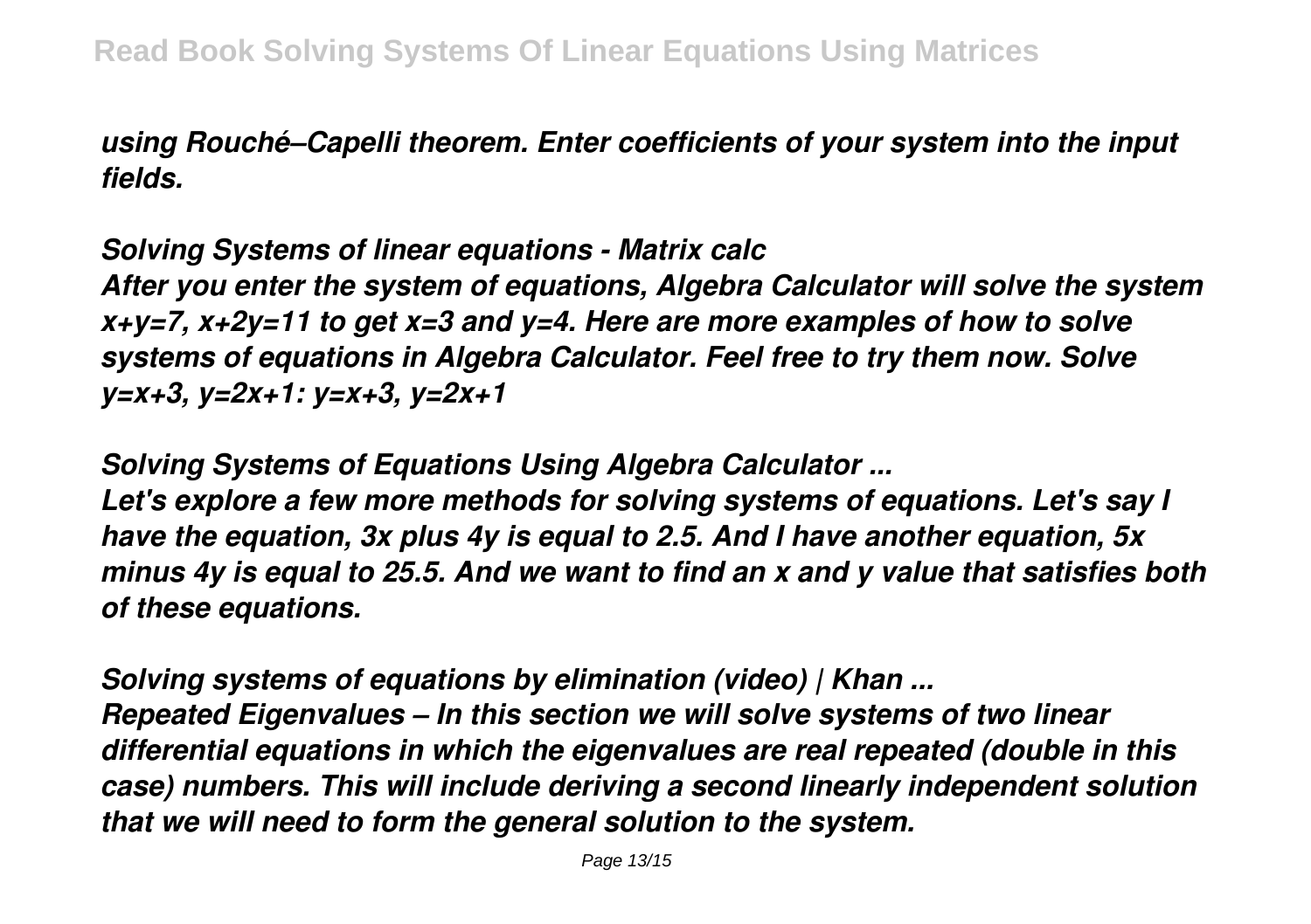*using Rouché–Capelli theorem. Enter coefficients of your system into the input fields.*

***Solving Systems of linear equations - Matrix calc***

*After you enter the system of equations, Algebra Calculator will solve the system $x+y=7$, $x+2y=11$ to get $x=3$ and $y=4$. Here are more examples of how to solve systems of equations in Algebra Calculator. Feel free to try them now. Solve $y=x+3$, $y=2x+1$: $y=x+3$, $y=2x+1$*

***Solving Systems of Equations Using Algebra Calculator ...***

*Let's explore a few more methods for solving systems of equations. Let's say I have the equation, 3x plus 4y is equal to 2.5. And I have another equation, 5x minus 4y is equal to 25.5. And we want to find an x and y value that satisfies both of these equations.*

***Solving systems of equations by elimination (video) | Khan ...***

*Repeated Eigenvalues – In this section we will solve systems of two linear differential equations in which the eigenvalues are real repeated (double in this case) numbers. This will include deriving a second linearly independent solution that we will need to form the general solution to the system.*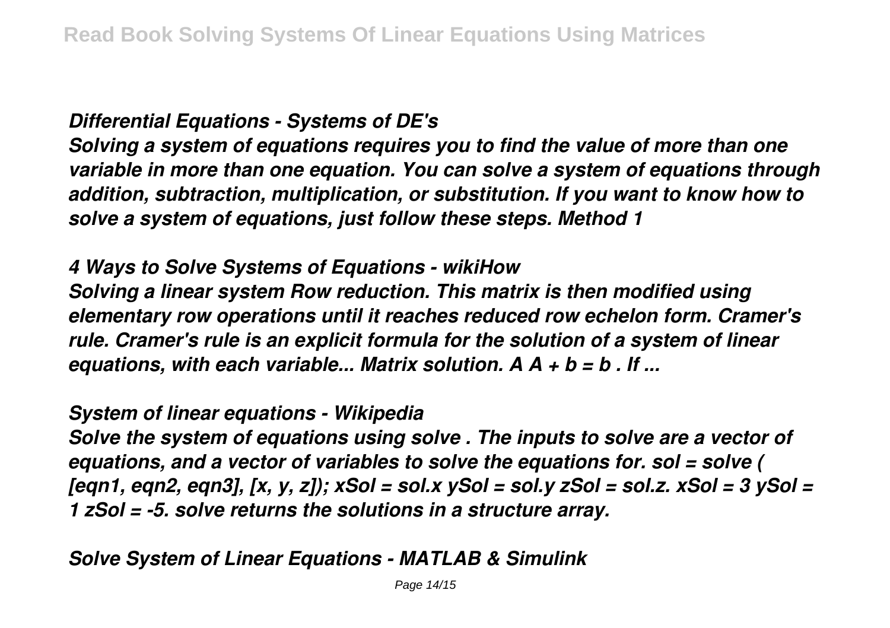*Differential Equations - Systems of DE's*

*Solving a system of equations requires you to find the value of more than one variable in more than one equation. You can solve a system of equations through addition, subtraction, multiplication, or substitution. If you want to know how to solve a system of equations, just follow these steps. Method 1*

*4 Ways to Solve Systems of Equations - wikiHow*

*Solving a linear system Row reduction. This matrix is then modified using elementary row operations until it reaches reduced row echelon form. Cramer's rule. Cramer's rule is an explicit formula for the solution of a system of linear equations, with each variable... Matrix solution. A A + b = b . If ...*

*System of linear equations - Wikipedia*

*Solve the system of equations using solve . The inputs to solve are a vector of equations, and a vector of variables to solve the equations for. sol = solve ( [eqn1, eqn2, eqn3], [x, y, z]); xSol = sol.x ySol = sol.y zSol = sol.z. xSol = 3 ySol = 1 zSol = -5. solve returns the solutions in a structure array.*

*Solve System of Linear Equations - MATLAB & Simulink*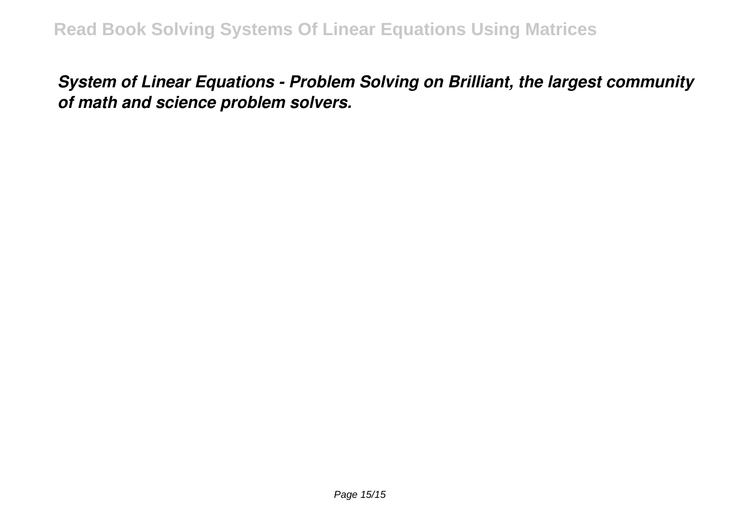***System of Linear Equations - Problem Solving on Brilliant, the largest community of math and science problem solvers.***